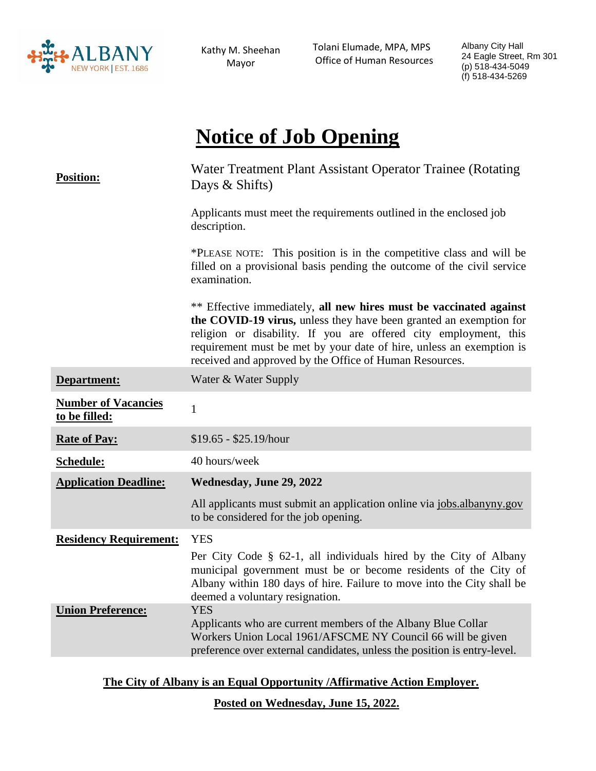ALBANY NEW YORK | EST. 1686

Kathy M. Sheehan
Mayor

Tolani Elumade, MPA, MPS
Office of Human Resources

Albany City Hall
24 Eagle Street, Rm 301
(p) 518-434-5049
(f) 518-434-5269

# Notice of Job Opening

| | |
|---|---|
| **Position:** | Water Treatment Plant Assistant Operator Trainee (Rotating Days & Shifts)<br><br>Applicants must meet the requirements outlined in the enclosed job description.<br><br>*PLEASE NOTE: This position is in the competitive class and will be filled on a provisional basis pending the outcome of the civil service examination.<br><br>** Effective immediately, **all new hires must be vaccinated against the COVID-19 virus,** unless they have been granted an exemption for religion or disability. If you are offered city employment, this requirement must be met by your date of hire, unless an exemption is received and approved by the Office of Human Resources. |
| **Department:** | Water & Water Supply |
| **Number of Vacancies to be filled:** | 1 |
| **Rate of Pay:** | $19.65 - $25.19/hour |
| **Schedule:** | 40 hours/week |
| **Application Deadline:** | **Wednesday, June 29, 2022**<br><br>All applicants must submit an application online via jobs.albanyny.gov to be considered for the job opening. |
| **Residency Requirement:** | YES<br><br>Per City Code § 62-1, all individuals hired by the City of Albany municipal government must be or become residents of the City of Albany within 180 days of hire. Failure to move into the City shall be deemed a voluntary resignation. |
| **Union Preference:** | YES<br>Applicants who are current members of the Albany Blue Collar Workers Union Local 1961/AFSCME NY Council 66 will be given preference over external candidates, unless the position is entry-level. |

**The City of Albany is an Equal Opportunity /Affirmative Action Employer.**

**Posted on Wednesday, June 15, 2022.**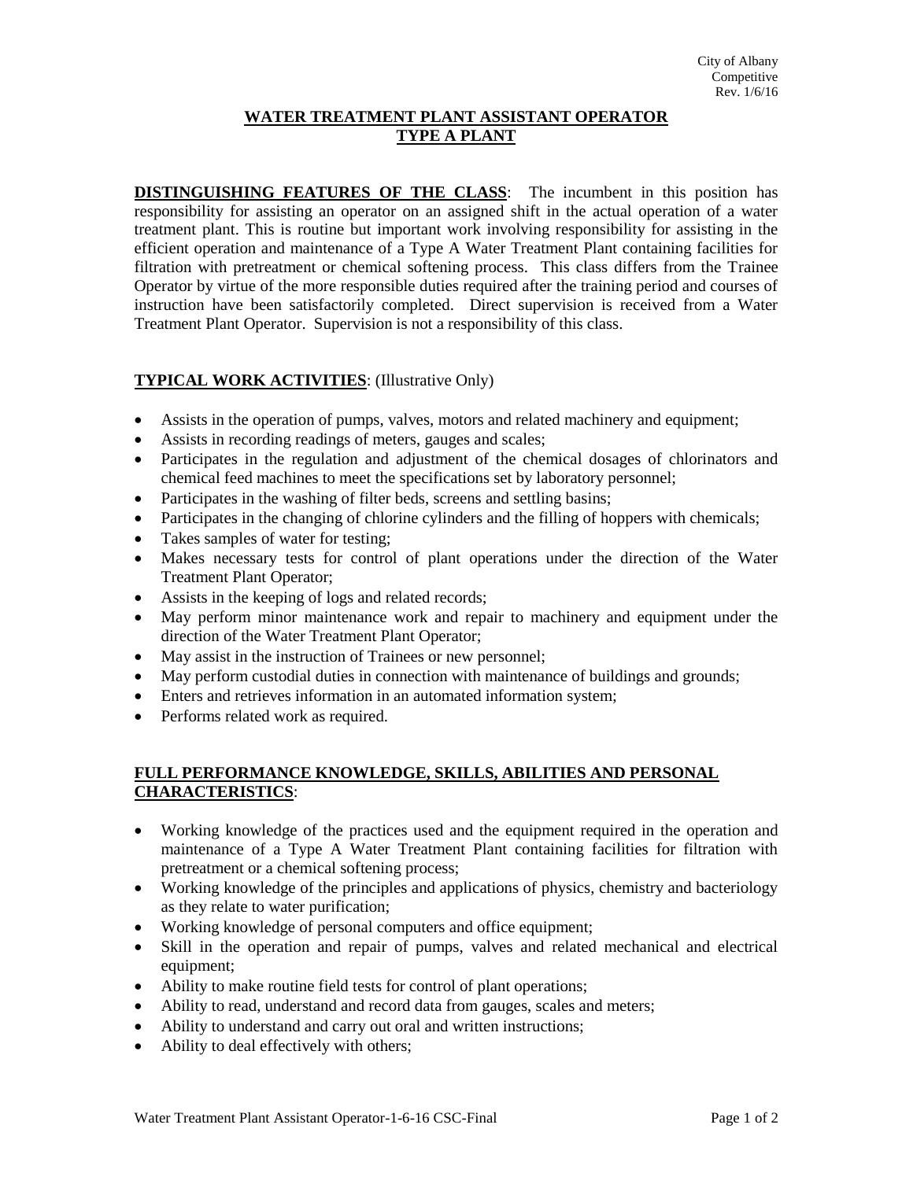City of Albany
Competitive
Rev. 1/6/16

# WATER TREATMENT PLANT ASSISTANT OPERATOR
# TYPE A PLANT

**DISTINGUISHING FEATURES OF THE CLASS**: The incumbent in this position has responsibility for assisting an operator on an assigned shift in the actual operation of a water treatment plant. This is routine but important work involving responsibility for assisting in the efficient operation and maintenance of a Type A Water Treatment Plant containing facilities for filtration with pretreatment or chemical softening process. This class differs from the Trainee Operator by virtue of the more responsible duties required after the training period and courses of instruction have been satisfactorily completed. Direct supervision is received from a Water Treatment Plant Operator. Supervision is not a responsibility of this class.

**TYPICAL WORK ACTIVITIES**: (Illustrative Only)

- Assists in the operation of pumps, valves, motors and related machinery and equipment;
- Assists in recording readings of meters, gauges and scales;
- Participates in the regulation and adjustment of the chemical dosages of chlorinators and chemical feed machines to meet the specifications set by laboratory personnel;
- Participates in the washing of filter beds, screens and settling basins;
- Participates in the changing of chlorine cylinders and the filling of hoppers with chemicals;
- Takes samples of water for testing;
- Makes necessary tests for control of plant operations under the direction of the Water Treatment Plant Operator;
- Assists in the keeping of logs and related records;
- May perform minor maintenance work and repair to machinery and equipment under the direction of the Water Treatment Plant Operator;
- May assist in the instruction of Trainees or new personnel;
- May perform custodial duties in connection with maintenance of buildings and grounds;
- Enters and retrieves information in an automated information system;
- Performs related work as required.

**FULL PERFORMANCE KNOWLEDGE, SKILLS, ABILITIES AND PERSONAL CHARACTERISTICS**:

- Working knowledge of the practices used and the equipment required in the operation and maintenance of a Type A Water Treatment Plant containing facilities for filtration with pretreatment or a chemical softening process;
- Working knowledge of the principles and applications of physics, chemistry and bacteriology as they relate to water purification;
- Working knowledge of personal computers and office equipment;
- Skill in the operation and repair of pumps, valves and related mechanical and electrical equipment;
- Ability to make routine field tests for control of plant operations;
- Ability to read, understand and record data from gauges, scales and meters;
- Ability to understand and carry out oral and written instructions;
- Ability to deal effectively with others;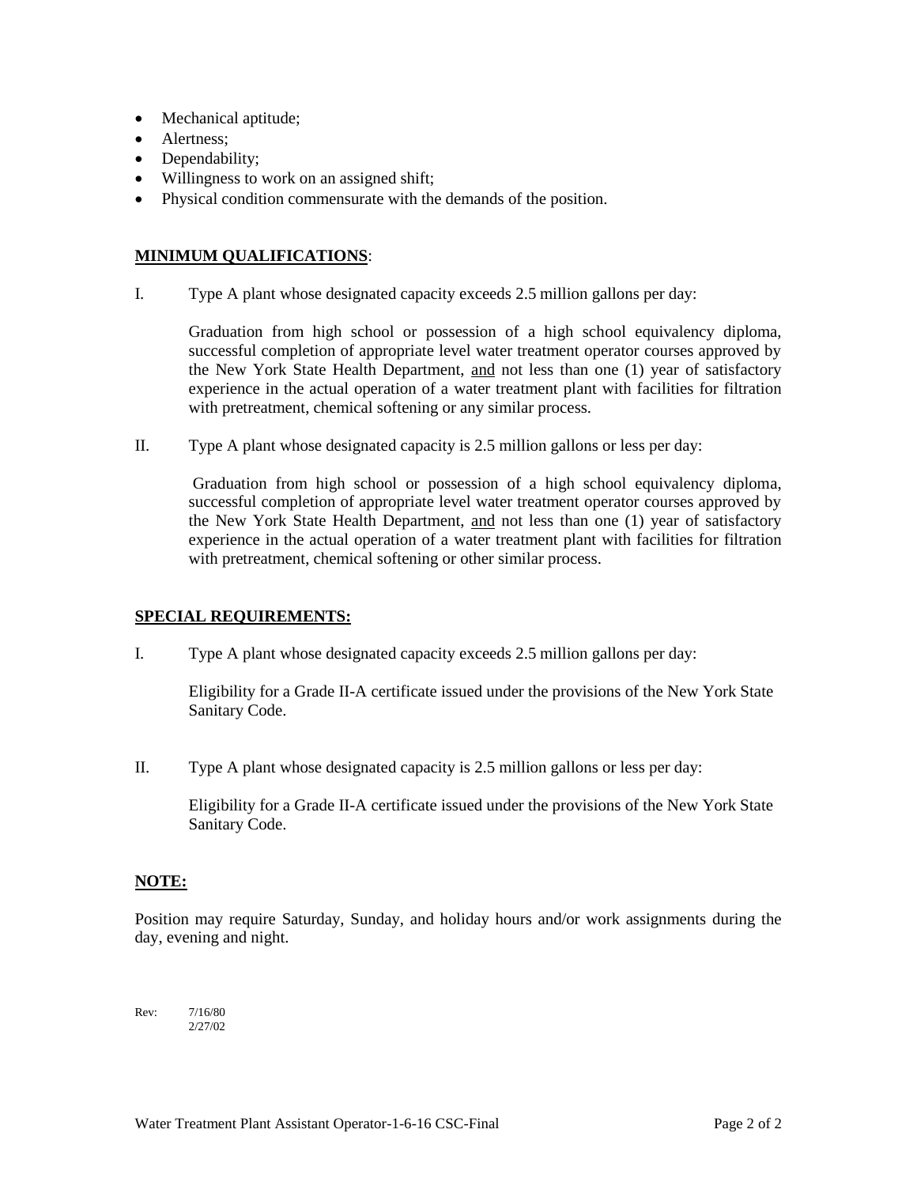- Mechanical aptitude;
- Alertness;
- Dependability;
- Willingness to work on an assigned shift;
- Physical condition commensurate with the demands of the position.

**MINIMUM QUALIFICATIONS**:

I. Type A plant whose designated capacity exceeds 2.5 million gallons per day:

Graduation from high school or possession of a high school equivalency diploma, successful completion of appropriate level water treatment operator courses approved by the New York State Health Department, and not less than one (1) year of satisfactory experience in the actual operation of a water treatment plant with facilities for filtration with pretreatment, chemical softening or any similar process.

II. Type A plant whose designated capacity is 2.5 million gallons or less per day:

Graduation from high school or possession of a high school equivalency diploma, successful completion of appropriate level water treatment operator courses approved by the New York State Health Department, and not less than one (1) year of satisfactory experience in the actual operation of a water treatment plant with facilities for filtration with pretreatment, chemical softening or other similar process.

**SPECIAL REQUIREMENTS:**

I. Type A plant whose designated capacity exceeds 2.5 million gallons per day:

Eligibility for a Grade II-A certificate issued under the provisions of the New York State Sanitary Code.

II. Type A plant whose designated capacity is 2.5 million gallons or less per day:

Eligibility for a Grade II-A certificate issued under the provisions of the New York State Sanitary Code.

**NOTE:**

Position may require Saturday, Sunday, and holiday hours and/or work assignments during the day, evening and night.

Rev: 7/16/80
2/27/02